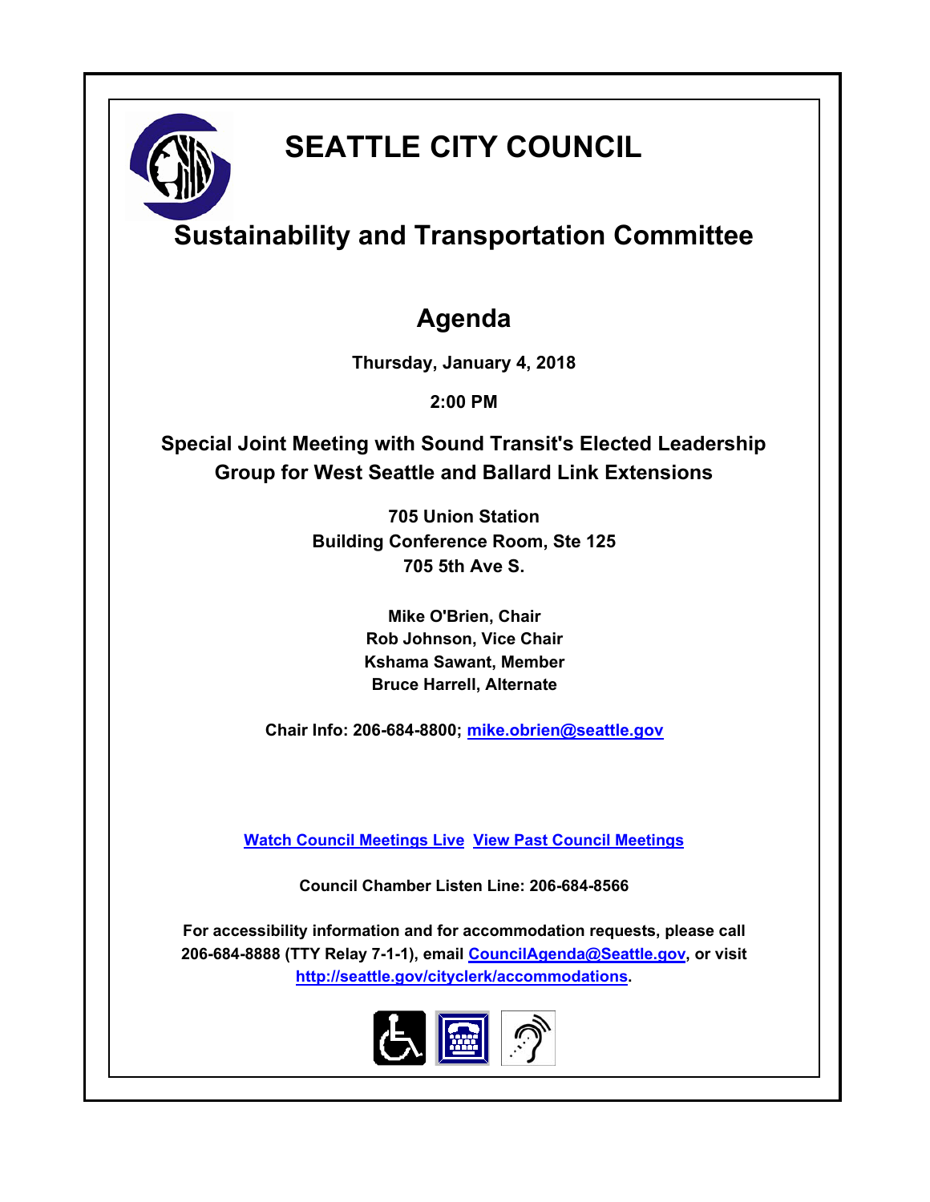# SEATTLE CITY COUNCIL

## Sustainability and Transportation Committee

## Agenda

**Thursday, January 4, 2018**

**2:00 PM**

**Special Joint Meeting with Sound Transit's Elected Leadership Group for West Seattle and Ballard Link Extensions**

**705 Union Station**
**Building Conference Room, Ste 125**
**705 5th Ave S.**

**Mike O'Brien, Chair**
**Rob Johnson, Vice Chair**
**Kshama Sawant, Member**
**Bruce Harrell, Alternate**

**Chair Info: 206-684-8800; mike.obrien@seattle.gov**

**Watch Council Meetings Live** **View Past Council Meetings**

**Council Chamber Listen Line: 206-684-8566**

**For accessibility information and for accommodation requests, please call 206-684-8888 (TTY Relay 7-1-1), email CouncilAgenda@Seattle.gov, or visit http://seattle.gov/cityclerk/accommodations.**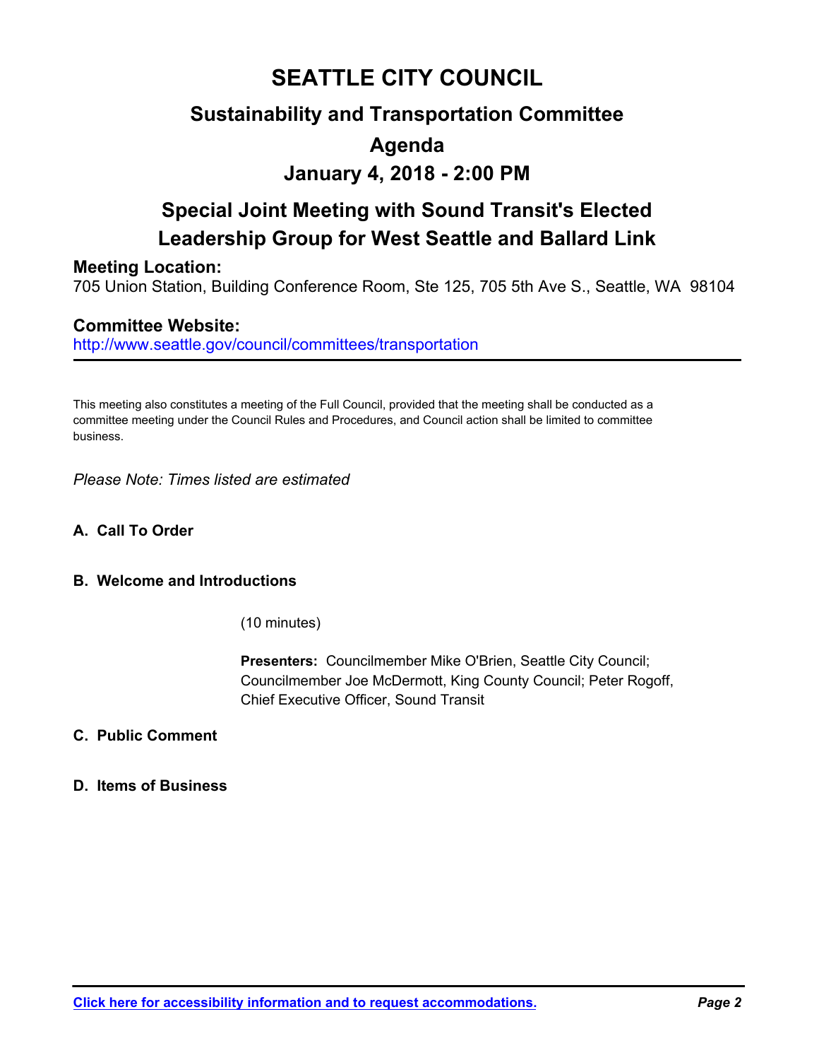# SEATTLE CITY COUNCIL

## Sustainability and Transportation Committee

## Agenda

## January 4, 2018 - 2:00 PM

## Special Joint Meeting with Sound Transit's Elected Leadership Group for West Seattle and Ballard Link

**Meeting Location:**
705 Union Station, Building Conference Room, Ste 125, 705 5th Ave S., Seattle, WA 98104

**Committee Website:**
http://www.seattle.gov/council/committees/transportation

---

This meeting also constitutes a meeting of the Full Council, provided that the meeting shall be conducted as a committee meeting under the Council Rules and Procedures, and Council action shall be limited to committee business.

*Please Note: Times listed are estimated*

**A. Call To Order**

**B. Welcome and Introductions**

(10 minutes)

**Presenters:** Councilmember Mike O'Brien, Seattle City Council; Councilmember Joe McDermott, King County Council; Peter Rogoff, Chief Executive Officer, Sound Transit

**C. Public Comment**

**D. Items of Business**

**Click here for accessibility information and to request accommodations.**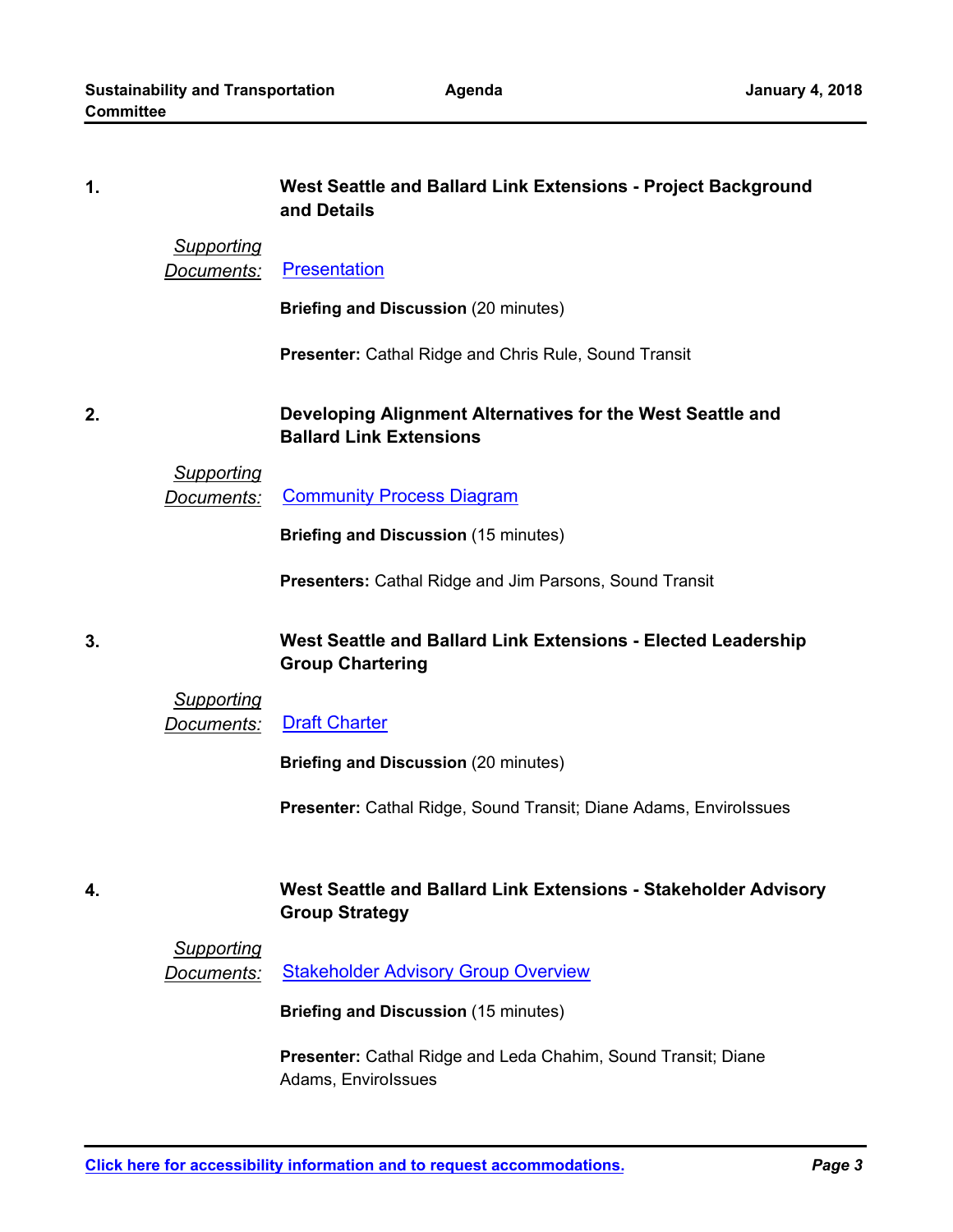**1. West Seattle and Ballard Link Extensions - Project Background and Details**

*Supporting Documents:* Presentation

**Briefing and Discussion** (20 minutes)

**Presenter:** Cathal Ridge and Chris Rule, Sound Transit

**2. Developing Alignment Alternatives for the West Seattle and Ballard Link Extensions**

*Supporting Documents:* Community Process Diagram

**Briefing and Discussion** (15 minutes)

**Presenters:** Cathal Ridge and Jim Parsons, Sound Transit

**3. West Seattle and Ballard Link Extensions - Elected Leadership Group Chartering**

*Supporting Documents:* Draft Charter

**Briefing and Discussion** (20 minutes)

**Presenter:** Cathal Ridge, Sound Transit; Diane Adams, EnviroIssues

**4. West Seattle and Ballard Link Extensions - Stakeholder Advisory Group Strategy**

*Supporting Documents:* Stakeholder Advisory Group Overview

**Briefing and Discussion** (15 minutes)

**Presenter:** Cathal Ridge and Leda Chahim, Sound Transit; Diane Adams, EnviroIssues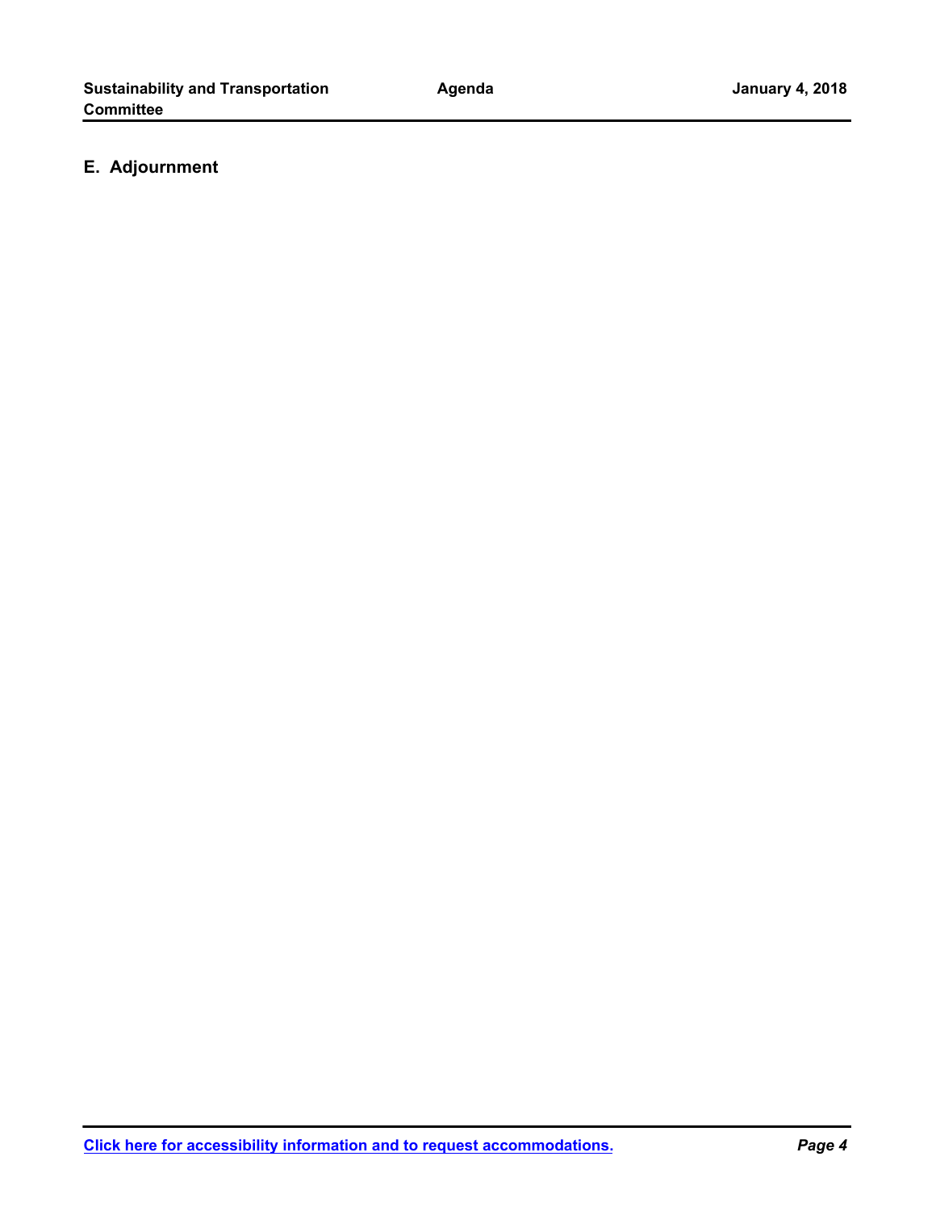## E. Adjournment